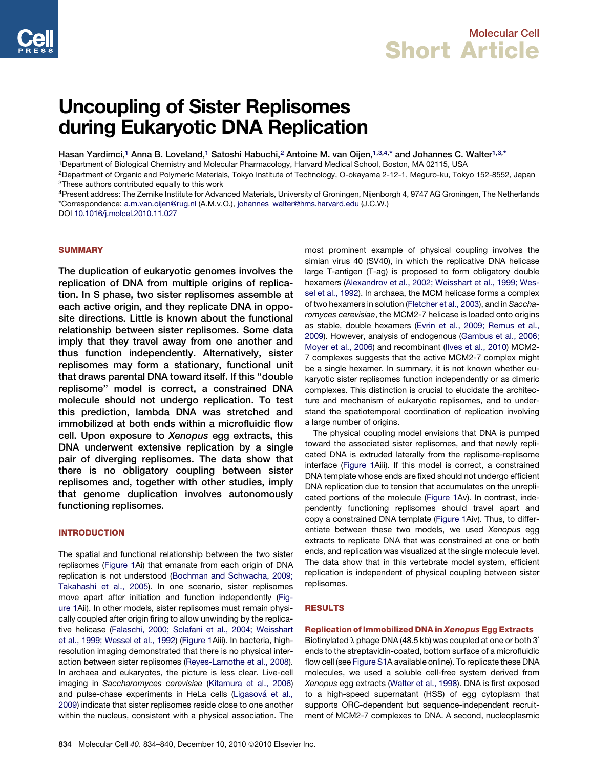Molecular Cell

Short Article

# Uncoupling of Sister Replisomes during Eukaryotic DNA Replication

Hasan Yardimci,[1] Anna B. Loveland,[1] Satoshi Habuchi,[2] Antoine M. van Oijen,[1,3,4,*] and Johannes C. Walter[1,3,*]

[1]Department of Biological Chemistry and Molecular Pharmacology, Harvard Medical School, Boston, MA 02115, USA
[2]Department of Organic and Polymeric Materials, Tokyo Institute of Technology, O-okayama 2-12-1, Meguro-ku, Tokyo 152-8552, Japan
[3]These authors contributed equally to this work
[4]Present address: The Zernike Institute for Advanced Materials, University of Groningen, Nijenborgh 4, 9747 AG Groningen, The Netherlands
*Correspondence: a.m.van.oijen@rug.nl (A.M.v.O.), johannes_walter@hms.harvard.edu (J.C.W.)
DOI 10.1016/j.molcel.2010.11.027

## SUMMARY

**The duplication of eukaryotic genomes involves the replication of DNA from multiple origins of replication. In S phase, two sister replisomes assemble at each active origin, and they replicate DNA in opposite directions. Little is known about the functional relationship between sister replisomes. Some data imply that they travel away from one another and thus function independently. Alternatively, sister replisomes may form a stationary, functional unit that draws parental DNA toward itself. If this "double replisome" model is correct, a constrained DNA molecule should not undergo replication. To test this prediction, lambda DNA was stretched and immobilized at both ends within a microfluidic flow cell. Upon exposure to *Xenopus* egg extracts, this DNA underwent extensive replication by a single pair of diverging replisomes. The data show that there is no obligatory coupling between sister replisomes and, together with other studies, imply that genome duplication involves autonomously functioning replisomes.**

## INTRODUCTION

The spatial and functional relationship between the two sister replisomes (Figure 1Ai) that emanate from each origin of DNA replication is not understood (Bochman and Schwacha, 2009; Takahashi et al., 2005). In one scenario, sister replisomes move apart after initiation and function independently (Figure 1Aii). In other models, sister replisomes must remain physically coupled after origin firing to allow unwinding by the replicative helicase (Falaschi, 2000; Sclafani et al., 2004; Weisshart et al., 1999; Wessel et al., 1992) (Figure 1Aiii). In bacteria, high-resolution imaging demonstrated that there is no physical interaction between sister replisomes (Reyes-Lamothe et al., 2008). In archaea and eukaryotes, the picture is less clear. Live-cell imaging in *Saccharomyces cerevisiae* (Kitamura et al., 2006) and pulse-chase experiments in HeLa cells (Ligasová et al., 2009) indicate that sister replisomes reside close to one another within the nucleus, consistent with a physical association. The most prominent example of physical coupling involves the simian virus 40 (SV40), in which the replicative DNA helicase large T-antigen (T-ag) is proposed to form obligatory double hexamers (Alexandrov et al., 2002; Weisshart et al., 1999; Wessel et al., 1992). In archaea, the MCM helicase forms a complex of two hexamers in solution (Fletcher et al., 2003), and in *Saccharomyces cerevisiae*, the MCM2-7 helicase is loaded onto origins as stable, double hexamers (Evrin et al., 2009; Remus et al., 2009). However, analysis of endogenous (Gambus et al., 2006; Moyer et al., 2006) and recombinant (Ilves et al., 2010) MCM2-7 complexes suggests that the active MCM2-7 complex might be a single hexamer. In summary, it is not known whether eukaryotic sister replisomes function independently or as dimeric complexes. This distinction is crucial to elucidate the architecture and mechanism of eukaryotic replisomes, and to understand the spatiotemporal coordination of replication involving a large number of origins.

The physical coupling model envisions that DNA is pumped toward the associated sister replisomes, and that newly replicated DNA is extruded laterally from the replisome-replisome interface (Figure 1Aiii). If this model is correct, a constrained DNA template whose ends are fixed should not undergo efficient DNA replication due to tension that accumulates on the unreplicated portions of the molecule (Figure 1Av). In contrast, independently functioning replisomes should travel apart and copy a constrained DNA template (Figure 1Aiv). Thus, to differentiate between these two models, we used *Xenopus* egg extracts to replicate DNA that was constrained at one or both ends, and replication was visualized at the single molecule level. The data show that in this vertebrate model system, efficient replication is independent of physical coupling between sister replisomes.

## RESULTS

### Replication of Immobilized DNA in *Xenopus* Egg Extracts

Biotinylated λ phage DNA (48.5 kb) was coupled at one or both 3′ ends to the streptavidin-coated, bottom surface of a microfluidic flow cell (see Figure S1A available online). To replicate these DNA molecules, we used a soluble cell-free system derived from *Xenopus* egg extracts (Walter et al., 1998). DNA is first exposed to a high-speed supernatant (HSS) of egg cytoplasm that supports ORC-dependent but sequence-independent recruitment of MCM2-7 complexes to DNA. A second, nucleoplasmic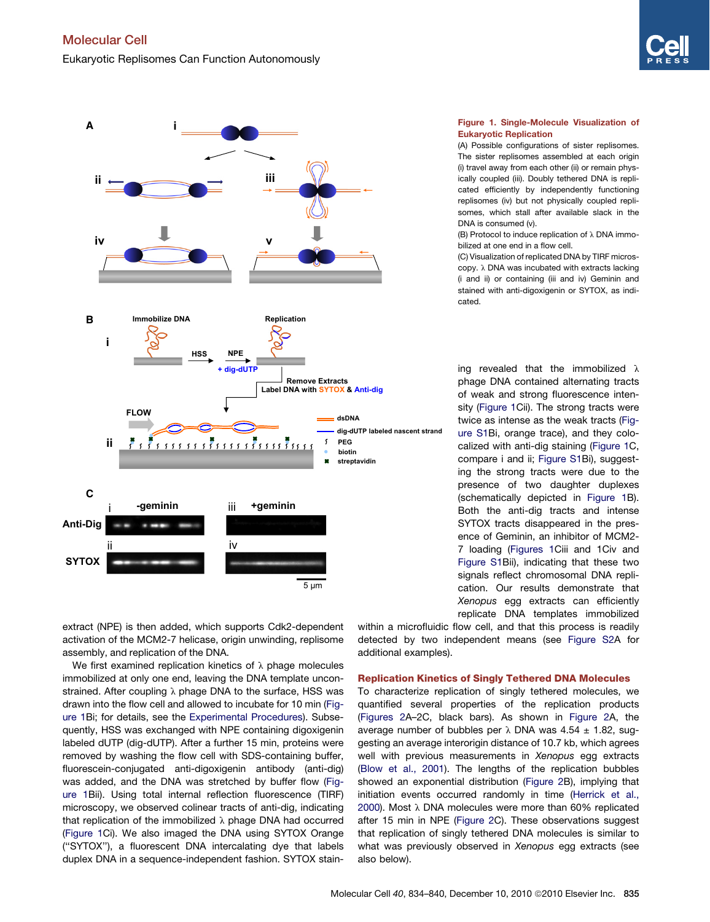**Figure 1. Single-Molecule Visualization of Eukaryotic Replication**

(A) Possible configurations of sister replisomes. The sister replisomes assembled at each origin (i) travel away from each other (ii) or remain physically coupled (iii). Doubly tethered DNA is replicated efficiently by independently functioning replisomes (iv) but not physically coupled replisomes, which stall after available slack in the DNA is consumed (v).

(B) Protocol to induce replication of λ DNA immobilized at one end in a flow cell.

(C) Visualization of replicated DNA by TIRF microscopy. λ DNA was incubated with extracts lacking (i and ii) or containing (iii and iv) Geminin and stained with anti-digoxigenin or SYTOX, as indicated.

extract (NPE) is then added, which supports Cdk2-dependent activation of the MCM2-7 helicase, origin unwinding, replisome assembly, and replication of the DNA.

We first examined replication kinetics of λ phage molecules immobilized at only one end, leaving the DNA template unconstrained. After coupling λ phage DNA to the surface, HSS was drawn into the flow cell and allowed to incubate for 10 min (Figure 1Bi; for details, see the Experimental Procedures). Subsequently, HSS was exchanged with NPE containing digoxigenin labeled dUTP (dig-dUTP). After a further 15 min, proteins were removed by washing the flow cell with SDS-containing buffer, fluorescein-conjugated anti-digoxigenin antibody (anti-dig) was added, and the DNA was stretched by buffer flow (Figure 1Bii). Using total internal reflection fluorescence (TIRF) microscopy, we observed colinear tracts of anti-dig, indicating that replication of the immobilized λ phage DNA had occurred (Figure 1Ci). We also imaged the DNA using SYTOX Orange ("SYTOX"), a fluorescent DNA intercalating dye that labels duplex DNA in a sequence-independent fashion. SYTOX staining revealed that the immobilized λ phage DNA contained alternating tracts of weak and strong fluorescence intensity (Figure 1Cii). The strong tracts were twice as intense as the weak tracts (Figure S1Bi, orange trace), and they colocalized with anti-dig staining (Figure 1C, compare i and ii; Figure S1Bi), suggesting the strong tracts were due to the presence of two daughter duplexes (schematically depicted in Figure 1B). Both the anti-dig tracts and intense SYTOX tracts disappeared in the presence of Geminin, an inhibitor of MCM2-7 loading (Figures 1Ciii and 1Civ and Figure S1Bii), indicating that these two signals reflect chromosomal DNA replication. Our results demonstrate that *Xenopus* egg extracts can efficiently replicate DNA templates immobilized within a microfluidic flow cell, and that this process is readily detected by two independent means (see Figure S2A for additional examples).

## Replication Kinetics of Singly Tethered DNA Molecules

To characterize replication of singly tethered molecules, we quantified several properties of the replication products (Figures 2A–2C, black bars). As shown in Figure 2A, the average number of bubbles per λ DNA was 4.54 ± 1.82, suggesting an average interorigin distance of 10.7 kb, which agrees well with previous measurements in *Xenopus* egg extracts (Blow et al., 2001). The lengths of the replication bubbles showed an exponential distribution (Figure 2B), implying that initiation events occurred randomly in time (Herrick et al., 2000). Most λ DNA molecules were more than 60% replicated after 15 min in NPE (Figure 2C). These observations suggest that replication of singly tethered DNA molecules is similar to what was previously observed in *Xenopus* egg extracts (see also below).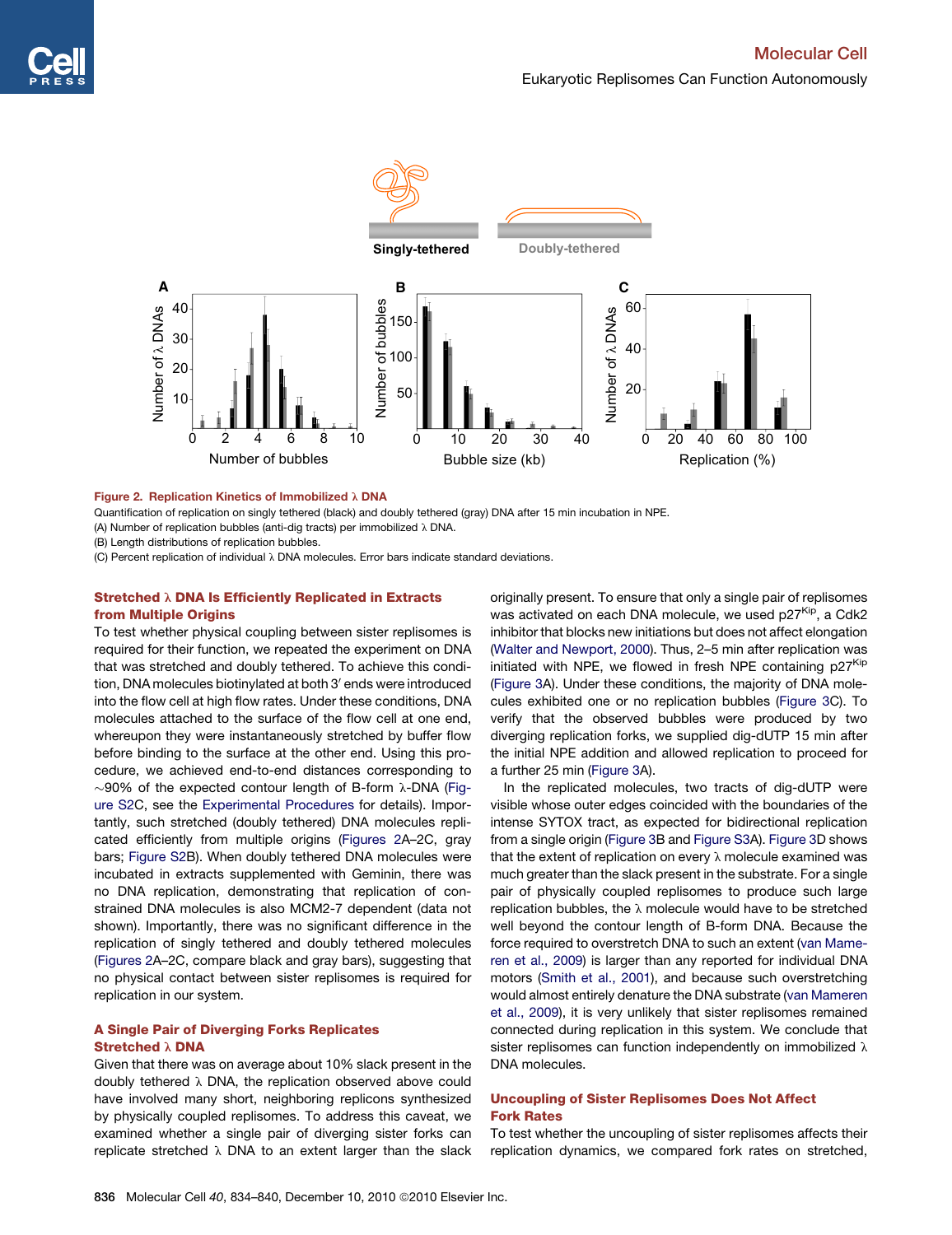Figure 2. Replication Kinetics of Immobilized λ DNA

Quantification of replication on singly tethered (black) and doubly tethered (gray) DNA after 15 min incubation in NPE.

(A) Number of replication bubbles (anti-dig tracts) per immobilized λ DNA.

(B) Length distributions of replication bubbles.

(C) Percent replication of individual λ DNA molecules. Error bars indicate standard deviations.

## Stretched λ DNA Is Efficiently Replicated in Extracts from Multiple Origins

To test whether physical coupling between sister replisomes is required for their function, we repeated the experiment on DNA that was stretched and doubly tethered. To achieve this condition, DNA molecules biotinylated at both 3′ ends were introduced into the flow cell at high flow rates. Under these conditions, DNA molecules attached to the surface of the flow cell at one end, whereupon they were instantaneously stretched by buffer flow before binding to the surface at the other end. Using this procedure, we achieved end-to-end distances corresponding to ~90% of the expected contour length of B-form λ-DNA (Figure S2C, see the Experimental Procedures for details). Importantly, such stretched (doubly tethered) DNA molecules replicated efficiently from multiple origins (Figures 2A–2C, gray bars; Figure S2B). When doubly tethered DNA molecules were incubated in extracts supplemented with Geminin, there was no DNA replication, demonstrating that replication of constrained DNA molecules is also MCM2-7 dependent (data not shown). Importantly, there was no significant difference in the replication of singly tethered and doubly tethered molecules (Figures 2A–2C, compare black and gray bars), suggesting that no physical contact between sister replisomes is required for replication in our system.

## A Single Pair of Diverging Forks Replicates Stretched λ DNA

Given that there was on average about 10% slack present in the doubly tethered λ DNA, the replication observed above could have involved many short, neighboring replicons synthesized by physically coupled replisomes. To address this caveat, we examined whether a single pair of diverging sister forks can replicate stretched λ DNA to an extent larger than the slack originally present. To ensure that only a single pair of replisomes was activated on each DNA molecule, we used $p27^{Kip}$, a Cdk2 inhibitor that blocks new initiations but does not affect elongation (Walter and Newport, 2000). Thus, 2–5 min after replication was initiated with NPE, we flowed in fresh NPE containing $p27^{Kip}$ (Figure 3A). Under these conditions, the majority of DNA molecules exhibited one or no replication bubbles (Figure 3C). To verify that the observed bubbles were produced by two diverging replication forks, we supplied dig-dUTP 15 min after the initial NPE addition and allowed replication to proceed for a further 25 min (Figure 3A).

In the replicated molecules, two tracts of dig-dUTP were visible whose outer edges coincided with the boundaries of the intense SYTOX tract, as expected for bidirectional replication from a single origin (Figure 3B and Figure S3A). Figure 3D shows that the extent of replication on every λ molecule examined was much greater than the slack present in the substrate. For a single pair of physically coupled replisomes to produce such large replication bubbles, the λ molecule would have to be stretched well beyond the contour length of B-form DNA. Because the force required to overstretch DNA to such an extent (van Mameren et al., 2009) is larger than any reported for individual DNA motors (Smith et al., 2001), and because such overstretching would almost entirely denature the DNA substrate (van Mameren et al., 2009), it is very unlikely that sister replisomes remained connected during replication in this system. We conclude that sister replisomes can function independently on immobilized λ DNA molecules.

## Uncoupling of Sister Replisomes Does Not Affect Fork Rates

To test whether the uncoupling of sister replisomes affects their replication dynamics, we compared fork rates on stretched,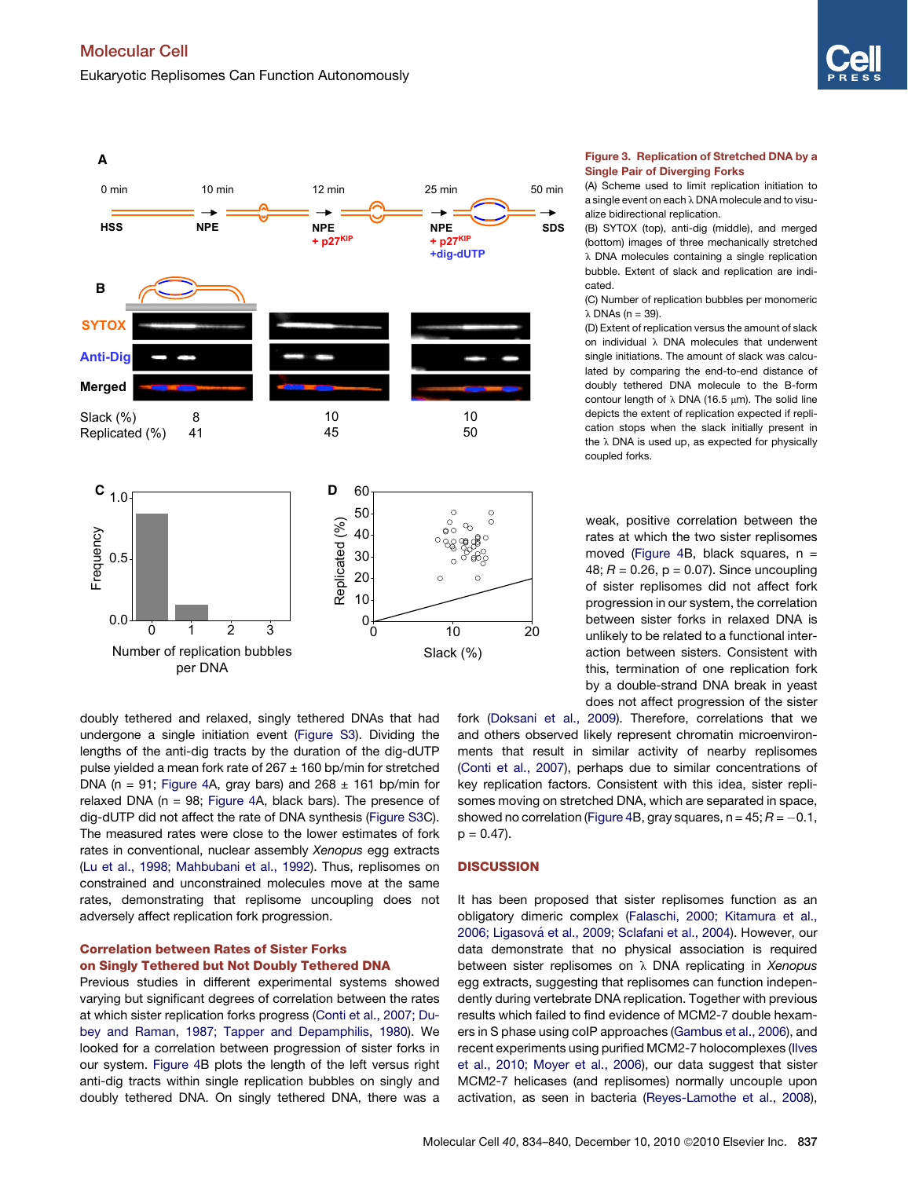**Figure 3. Replication of Stretched DNA by a Single Pair of Diverging Forks**

(A) Scheme used to limit replication initiation to a single event on each λ DNA molecule and to visualize bidirectional replication.

(B) SYTOX (top), anti-dig (middle), and merged (bottom) images of three mechanically stretched λ DNA molecules containing a single replication bubble. Extent of slack and replication are indicated.

(C) Number of replication bubbles per monomeric λ DNAs (n = 39).

(D) Extent of replication versus the amount of slack on individual λ DNA molecules that underwent single initiations. The amount of slack was calculated by comparing the end-to-end distance of doubly tethered DNA molecule to the B-form contour length of λ DNA (16.5 μm). The solid line depicts the extent of replication expected if replication stops when the slack initially present in the λ DNA is used up, as expected for physically coupled forks.

doubly tethered and relaxed, singly tethered DNAs that had undergone a single initiation event (Figure S3). Dividing the lengths of the anti-dig tracts by the duration of the dig-dUTP pulse yielded a mean fork rate of 267 ± 160 bp/min for stretched DNA (n = 91; Figure 4A, gray bars) and 268 ± 161 bp/min for relaxed DNA (n = 98; Figure 4A, black bars). The presence of dig-dUTP did not affect the rate of DNA synthesis (Figure S3C). The measured rates were close to the lower estimates of fork rates in conventional, nuclear assembly *Xenopus* egg extracts (Lu et al., 1998; Mahbubani et al., 1992). Thus, replisomes on constrained and unconstrained molecules move at the same rates, demonstrating that replisome uncoupling does not adversely affect replication fork progression.

### Correlation between Rates of Sister Forks on Singly Tethered but Not Doubly Tethered DNA

Previous studies in different experimental systems showed varying but significant degrees of correlation between the rates at which sister replication forks progress (Conti et al., 2007; Dubey and Raman, 1987; Tapper and Depamphilis, 1980). We looked for a correlation between progression of sister forks in our system. Figure 4B plots the length of the left versus right anti-dig tracts within single replication bubbles on singly and doubly tethered DNA. On singly tethered DNA, there was a weak, positive correlation between the rates at which the two sister replisomes moved (Figure 4B, black squares, n = 48; $R = 0.26$, $p = 0.07$). Since uncoupling of sister replisomes did not affect fork progression in our system, the correlation between sister forks in relaxed DNA is unlikely to be related to a functional interaction between sisters. Consistent with this, termination of one replication fork by a double-strand DNA break in yeast does not affect progression of the sister fork (Doksani et al., 2009). Therefore, correlations that we and others observed likely represent chromatin microenvironments that result in similar activity of nearby replisomes (Conti et al., 2007), perhaps due to similar concentrations of key replication factors. Consistent with this idea, sister replisomes moving on stretched DNA, which are separated in space, showed no correlation (Figure 4B, gray squares, n = 45; $R = -0.1$, $p = 0.47$).

## DISCUSSION

It has been proposed that sister replisomes function as an obligatory dimeric complex (Falaschi, 2000; Kitamura et al., 2006; Ligasová et al., 2009; Sclafani et al., 2004). However, our data demonstrate that no physical association is required between sister replisomes on λ DNA replicating in *Xenopus* egg extracts, suggesting that replisomes can function independently during vertebrate DNA replication. Together with previous results which failed to find evidence of MCM2-7 double hexamers in S phase using coIP approaches (Gambus et al., 2006), and recent experiments using purified MCM2-7 holocomplexes (Ilves et al., 2010; Moyer et al., 2006), our data suggest that sister MCM2-7 helicases (and replisomes) normally uncouple upon activation, as seen in bacteria (Reyes-Lamothe et al., 2008),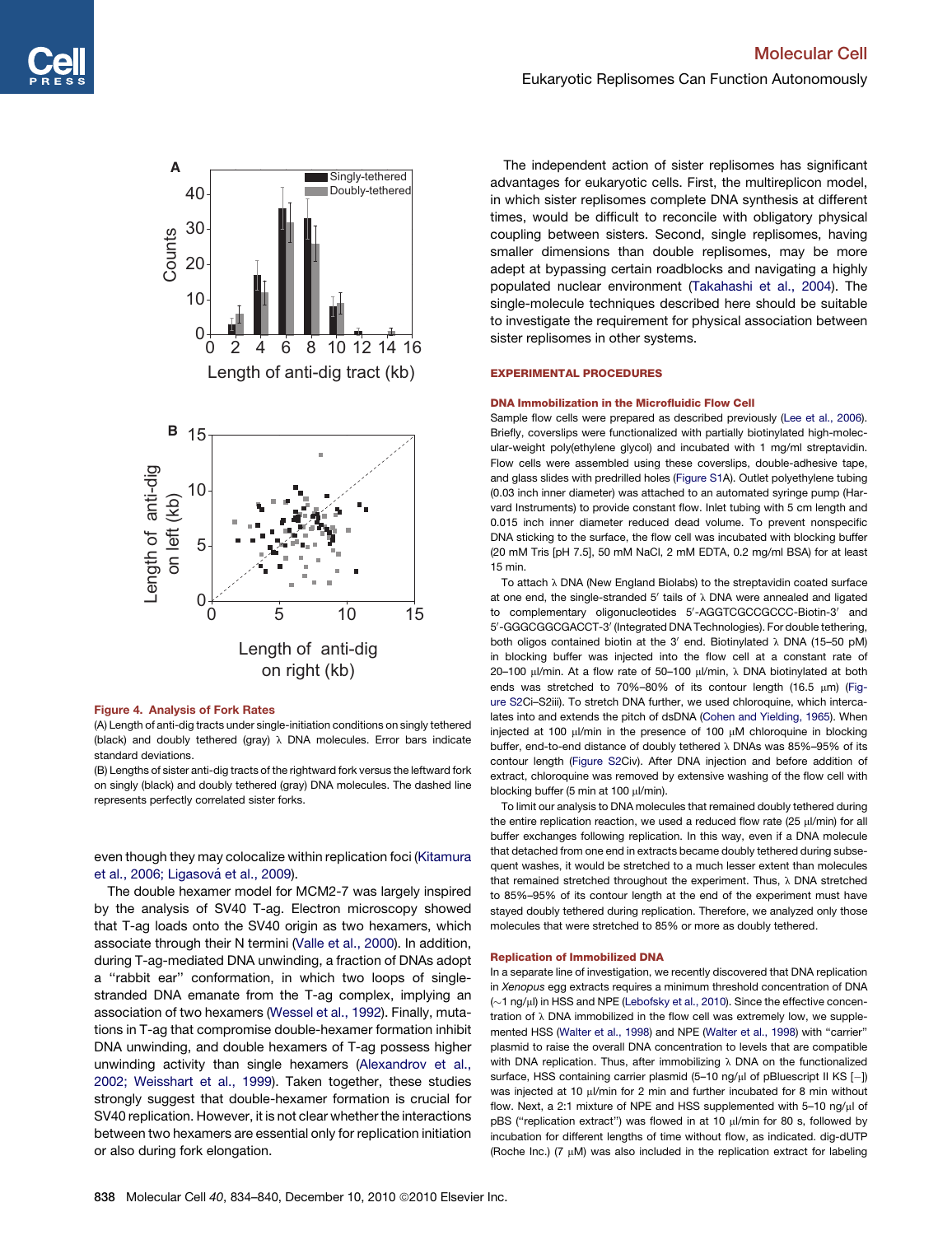**Figure 4. Analysis of Fork Rates**

(A) Length of anti-dig tracts under single-initiation conditions on singly tethered (black) and doubly tethered (gray) λ DNA molecules. Error bars indicate standard deviations.

(B) Lengths of sister anti-dig tracts of the rightward fork versus the leftward fork on singly (black) and doubly tethered (gray) DNA molecules. The dashed line represents perfectly correlated sister forks.

even though they may colocalize within replication foci (Kitamura et al., 2006; Ligasová et al., 2009).

The double hexamer model for MCM2-7 was largely inspired by the analysis of SV40 T-ag. Electron microscopy showed that T-ag loads onto the SV40 origin as two hexamers, which associate through their N termini (Valle et al., 2000). In addition, during T-ag-mediated DNA unwinding, a fraction of DNAs adopt a "rabbit ear" conformation, in which two loops of single-stranded DNA emanate from the T-ag complex, implying an association of two hexamers (Wessel et al., 1992). Finally, mutations in T-ag that compromise double-hexamer formation inhibit DNA unwinding, and double hexamers of T-ag possess higher unwinding activity than single hexamers (Alexandrov et al., 2002; Weisshart et al., 1999). Taken together, these studies strongly suggest that double-hexamer formation is crucial for SV40 replication. However, it is not clear whether the interactions between two hexamers are essential only for replication initiation or also during fork elongation.

The independent action of sister replisomes has significant advantages for eukaryotic cells. First, the multireplicon model, in which sister replisomes complete DNA synthesis at different times, would be difficult to reconcile with obligatory physical coupling between sisters. Second, single replisomes, having smaller dimensions than double replisomes, may be more adept at bypassing certain roadblocks and navigating a highly populated nuclear environment (Takahashi et al., 2004). The single-molecule techniques described here should be suitable to investigate the requirement for physical association between sister replisomes in other systems.

## EXPERIMENTAL PROCEDURES

### DNA Immobilization in the Microfluidic Flow Cell

Sample flow cells were prepared as described previously (Lee et al., 2006). Briefly, coverslips were functionalized with partially biotinylated high-molecular-weight poly(ethylene glycol) and incubated with 1 mg/ml streptavidin. Flow cells were assembled using these coverslips, double-adhesive tape, and glass slides with predrilled holes (Figure S1A). Outlet polyethylene tubing (0.03 inch inner diameter) was attached to an automated syringe pump (Harvard Instruments) to provide constant flow. Inlet tubing with 5 cm length and 0.015 inch inner diameter reduced dead volume. To prevent nonspecific DNA sticking to the surface, the flow cell was incubated with blocking buffer (20 mM Tris [pH 7.5], 50 mM NaCl, 2 mM EDTA, 0.2 mg/ml BSA) for at least 15 min.

To attach λ DNA (New England Biolabs) to the streptavidin coated surface at one end, the single-stranded 5′ tails of λ DNA were annealed and ligated to complementary oligonucleotides 5′-AGGTCGCCGCCC-Biotin-3′ and 5′-GGGCGGCGACCT-3′ (Integrated DNA Technologies). For double tethering, both oligos contained biotin at the 3′ end. Biotinylated λ DNA (15–50 pM) in blocking buffer was injected into the flow cell at a constant rate of 20–100 μl/min. At a flow rate of 50–100 μl/min, λ DNA biotinylated at both ends was stretched to 70%–80% of its contour length (16.5 μm) (Figure S2Ci–S2iii). To stretch DNA further, we used chloroquine, which intercalates into and extends the pitch of dsDNA (Cohen and Yielding, 1965). When injected at 100 μl/min in the presence of 100 μM chloroquine in blocking buffer, doubly tethered λ DNAs was 85%–95% of its contour length (Figure S2Civ). After DNA injection and before addition of extract, chloroquine was removed by extensive washing of the flow cell with blocking buffer (5 min at 100 μl/min).

To limit our analysis to DNA molecules that remained doubly tethered during the entire replication reaction, we used a reduced flow rate (25 μl/min) for all buffer exchanges following replication. In this way, even if a DNA molecule that detached from one end in extracts became doubly tethered during subsequent washes, it would be stretched to a much lesser extent than molecules that remained tethered throughout the experiment. Thus, λ DNA stretched to 85%–95% of its contour length at the end of the experiment must have stayed doubly tethered during replication. Therefore, we analyzed only those molecules that were stretched to 85% or more as doubly tethered.

### Replication of Immobilized DNA

In a separate line of investigation, we recently discovered that DNA replication in *Xenopus* egg extracts requires a minimum threshold concentration of DNA (~1 ng/μl) in HSS and NPE (Lebofsky et al., 2010). Since the effective concentration of λ DNA immobilized in the flow cell was extremely low, we supplemented HSS (Walter et al., 1998) and NPE (Walter et al., 1998) with "carrier" plasmid to raise the overall DNA concentration to levels that are compatible with DNA replication. Thus, after immobilizing λ DNA on the functionalized surface, HSS containing carrier plasmid (5–10 ng/μl of pBluescript II KS [−]) was injected at 10 μl/min for 2 min and further incubated for 8 min without flow. Next, a 2:1 mixture of NPE and HSS supplemented with 5–10 ng/μl of pBS ("replication extract") was flowed in at 10 μl/min for 80 s, followed by incubation for different lengths of time without flow, as indicated. dig-dUTP (Roche Inc.) (7 μM) was also included in the replication extract for labeling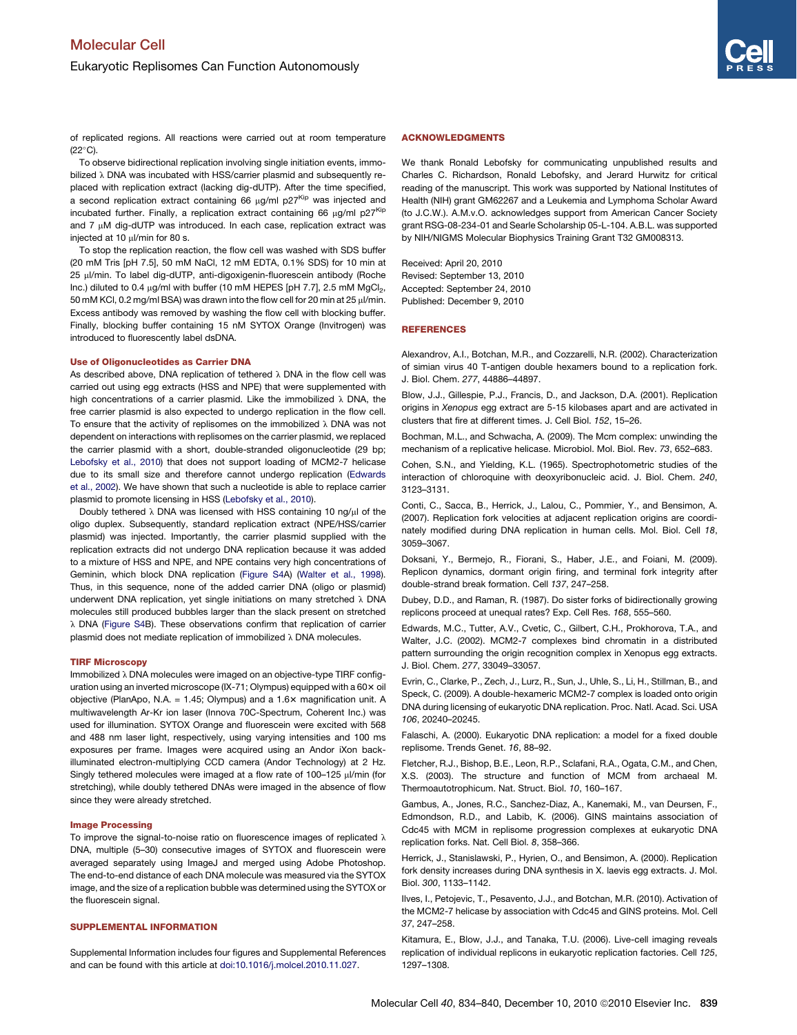of replicated regions. All reactions were carried out at room temperature (22°C).

To observe bidirectional replication involving single initiation events, immobilized λ DNA was incubated with HSS/carrier plasmid and subsequently replaced with replication extract (lacking dig-dUTP). After the time specified, a second replication extract containing 66 μg/ml $p27^{Kip}$ was injected and incubated further. Finally, a replication extract containing 66 μg/ml $p27^{Kip}$ and 7 μM dig-dUTP was introduced. In each case, replication extract was injected at 10 μl/min for 80 s.

To stop the replication reaction, the flow cell was washed with SDS buffer (20 mM Tris [pH 7.5], 50 mM NaCl, 12 mM EDTA, 0.1% SDS) for 10 min at 25 μl/min. To label dig-dUTP, anti-digoxigenin-fluorescein antibody (Roche Inc.) diluted to 0.4 μg/ml with buffer (10 mM HEPES [pH 7.7], 2.5 mM $MgCl_2$, 50 mM KCl, 0.2 mg/ml BSA) was drawn into the flow cell for 20 min at 25 μl/min. Excess antibody was removed by washing the flow cell with blocking buffer. Finally, blocking buffer containing 15 nM SYTOX Orange (Invitrogen) was introduced to fluorescently label dsDNA.

### Use of Oligonucleotides as Carrier DNA

As described above, DNA replication of tethered λ DNA in the flow cell was carried out using egg extracts (HSS and NPE) that were supplemented with high concentrations of a carrier plasmid. Like the immobilized λ DNA, the free carrier plasmid is also expected to undergo replication in the flow cell. To ensure that the activity of replisomes on the immobilized λ DNA was not dependent on interactions with replisomes on the carrier plasmid, we replaced the carrier plasmid with a short, double-stranded oligonucleotide (29 bp; Lebofsky et al., 2010) that does not support loading of MCM2-7 helicase due to its small size and therefore cannot undergo replication (Edwards et al., 2002). We have shown that such a nucleotide is able to replace carrier plasmid to promote licensing in HSS (Lebofsky et al., 2010).

Doubly tethered λ DNA was licensed with HSS containing 10 ng/μl of the oligo duplex. Subsequently, standard replication extract (NPE/HSS/carrier plasmid) was injected. Importantly, the carrier plasmid supplied with the replication extracts did not undergo DNA replication because it was added to a mixture of HSS and NPE, and NPE contains very high concentrations of Geminin, which block DNA replication (Figure S4A) (Walter et al., 1998). Thus, in this sequence, none of the added carrier DNA (oligo or plasmid) underwent DNA replication, yet single initiations on many stretched λ DNA molecules still produced bubbles larger than the slack present on stretched λ DNA (Figure S4B). These observations confirm that replication of carrier plasmid does not mediate replication of immobilized λ DNA molecules.

### TIRF Microscopy

Immobilized λ DNA molecules were imaged on an objective-type TIRF configuration using an inverted microscope (IX-71; Olympus) equipped with a 60× oil objective (PlanApo, N.A. = 1.45; Olympus) and a 1.6× magnification unit. A multiwavelength Ar-Kr ion laser (Innova 70C-Spectrum, Coherent Inc.) was used for illumination. SYTOX Orange and fluorescein were excited with 568 and 488 nm laser light, respectively, using varying intensities and 100 ms exposures per frame. Images were acquired using an Andor iXon back-illuminated electron-multiplying CCD camera (Andor Technology) at 2 Hz. Singly tethered molecules were imaged at a flow rate of 100–125 μl/min (for stretching), while doubly tethered DNAs were imaged in the absence of flow since they were already stretched.

### Image Processing

To improve the signal-to-noise ratio on fluorescence images of replicated λ DNA, multiple (5–30) consecutive images of SYTOX and fluorescein were averaged separately using ImageJ and merged using Adobe Photoshop. The end-to-end distance of each DNA molecule was measured via the SYTOX image, and the size of a replication bubble was determined using the SYTOX or the fluorescein signal.

## SUPPLEMENTAL INFORMATION

Supplemental Information includes four figures and Supplemental References and can be found with this article at doi:10.1016/j.molcel.2010.11.027.

## ACKNOWLEDGMENTS

We thank Ronald Lebofsky for communicating unpublished results and Charles C. Richardson, Ronald Lebofsky, and Jerard Hurwitz for critical reading of the manuscript. This work was supported by National Institutes of Health (NIH) grant GM62267 and a Leukemia and Lymphoma Scholar Award (to J.C.W.). A.M.v.O. acknowledges support from American Cancer Society grant RSG-08-234-01 and Searle Scholarship 05-L-104. A.B.L. was supported by NIH/NIGMS Molecular Biophysics Training Grant T32 GM008313.

Received: April 20, 2010
Revised: September 13, 2010
Accepted: September 24, 2010
Published: December 9, 2010

## REFERENCES

Alexandrov, A.I., Botchan, M.R., and Cozzarelli, N.R. (2002). Characterization of simian virus 40 T-antigen double hexamers bound to a replication fork. J. Biol. Chem. *277*, 44886–44897.

Blow, J.J., Gillespie, P.J., Francis, D., and Jackson, D.A. (2001). Replication origins in *Xenopus* egg extract are 5-15 kilobases apart and are activated in clusters that fire at different times. J. Cell Biol. *152*, 15–26.

Bochman, M.L., and Schwacha, A. (2009). The Mcm complex: unwinding the mechanism of a replicative helicase. Microbiol. Mol. Biol. Rev. *73*, 652–683.

Cohen, S.N., and Yielding, K.L. (1965). Spectrophotometric studies of the interaction of chloroquine with deoxyribonucleic acid. J. Biol. Chem. *240*, 3123–3131.

Conti, C., Sacca, B., Herrick, J., Lalou, C., Pommier, Y., and Bensimon, A. (2007). Replication fork velocities at adjacent replication origins are coordinately modified during DNA replication in human cells. Mol. Biol. Cell *18*, 3059–3067.

Doksani, Y., Bermejo, R., Fiorani, S., Haber, J.E., and Foiani, M. (2009). Replicon dynamics, dormant origin firing, and terminal fork integrity after double-strand break formation. Cell *137*, 247–258.

Dubey, D.D., and Raman, R. (1987). Do sister forks of bidirectionally growing replicons proceed at unequal rates? Exp. Cell Res. *168*, 555–560.

Edwards, M.C., Tutter, A.V., Cvetic, C., Gilbert, C.H., Prokhorova, T.A., and Walter, J.C. (2002). MCM2-7 complexes bind chromatin in a distributed pattern surrounding the origin recognition complex in Xenopus egg extracts. J. Biol. Chem. *277*, 33049–33057.

Evrin, C., Clarke, P., Zech, J., Lurz, R., Sun, J., Uhle, S., Li, H., Stillman, B., and Speck, C. (2009). A double-hexameric MCM2-7 complex is loaded onto origin DNA during licensing of eukaryotic DNA replication. Proc. Natl. Acad. Sci. USA *106*, 20240–20245.

Falaschi, A. (2000). Eukaryotic DNA replication: a model for a fixed double replisome. Trends Genet. *16*, 88–92.

Fletcher, R.J., Bishop, B.E., Leon, R.P., Sclafani, R.A., Ogata, C.M., and Chen, X.S. (2003). The structure and function of MCM from archaeal M. Thermoautotrophicum. Nat. Struct. Biol. *10*, 160–167.

Gambus, A., Jones, R.C., Sanchez-Diaz, A., Kanemaki, M., van Deursen, F., Edmondson, R.D., and Labib, K. (2006). GINS maintains association of Cdc45 with MCM in replisome progression complexes at eukaryotic DNA replication forks. Nat. Cell Biol. *8*, 358–366.

Herrick, J., Stanislawski, P., Hyrien, O., and Bensimon, A. (2000). Replication fork density increases during DNA synthesis in X. laevis egg extracts. J. Mol. Biol. *300*, 1133–1142.

Ilves, I., Petojevic, T., Pesavento, J.J., and Botchan, M.R. (2010). Activation of the MCM2-7 helicase by association with Cdc45 and GINS proteins. Mol. Cell *37*, 247–258.

Kitamura, E., Blow, J.J., and Tanaka, T.U. (2006). Live-cell imaging reveals replication of individual replicons in eukaryotic replication factories. Cell *125*, 1297–1308.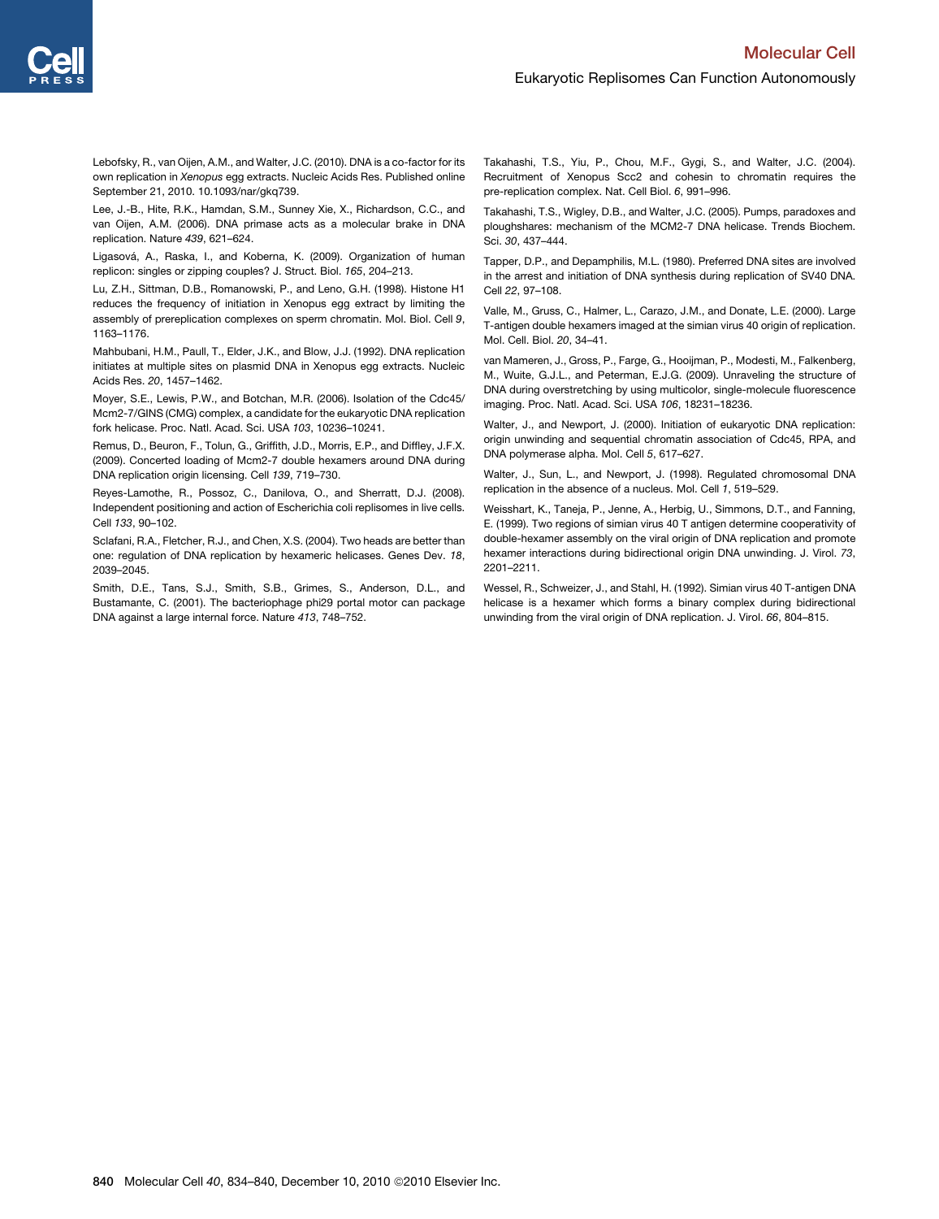Lebofsky, R., van Oijen, A.M., and Walter, J.C. (2010). DNA is a co-factor for its own replication in *Xenopus* egg extracts. Nucleic Acids Res. Published online September 21, 2010. 10.1093/nar/gkq739.

Lee, J.-B., Hite, R.K., Hamdan, S.M., Sunney Xie, X., Richardson, C.C., and van Oijen, A.M. (2006). DNA primase acts as a molecular brake in DNA replication. Nature *439*, 621–624.

Ligasová, A., Raska, I., and Koberna, K. (2009). Organization of human replicon: singles or zipping couples? J. Struct. Biol. *165*, 204–213.

Lu, Z.H., Sittman, D.B., Romanowski, P., and Leno, G.H. (1998). Histone H1 reduces the frequency of initiation in Xenopus egg extract by limiting the assembly of prereplication complexes on sperm chromatin. Mol. Biol. Cell *9*, 1163–1176.

Mahbubani, H.M., Paull, T., Elder, J.K., and Blow, J.J. (1992). DNA replication initiates at multiple sites on plasmid DNA in Xenopus egg extracts. Nucleic Acids Res. *20*, 1457–1462.

Moyer, S.E., Lewis, P.W., and Botchan, M.R. (2006). Isolation of the Cdc45/Mcm2-7/GINS (CMG) complex, a candidate for the eukaryotic DNA replication fork helicase. Proc. Natl. Acad. Sci. USA *103*, 10236–10241.

Remus, D., Beuron, F., Tolun, G., Griffith, J.D., Morris, E.P., and Diffley, J.F.X. (2009). Concerted loading of Mcm2-7 double hexamers around DNA during DNA replication origin licensing. Cell *139*, 719–730.

Reyes-Lamothe, R., Possoz, C., Danilova, O., and Sherratt, D.J. (2008). Independent positioning and action of Escherichia coli replisomes in live cells. Cell *133*, 90–102.

Sclafani, R.A., Fletcher, R.J., and Chen, X.S. (2004). Two heads are better than one: regulation of DNA replication by hexameric helicases. Genes Dev. *18*, 2039–2045.

Smith, D.E., Tans, S.J., Smith, S.B., Grimes, S., Anderson, D.L., and Bustamante, C. (2001). The bacteriophage phi29 portal motor can package DNA against a large internal force. Nature *413*, 748–752.

Takahashi, T.S., Yiu, P., Chou, M.F., Gygi, S., and Walter, J.C. (2004). Recruitment of Xenopus Scc2 and cohesin to chromatin requires the pre-replication complex. Nat. Cell Biol. *6*, 991–996.

Takahashi, T.S., Wigley, D.B., and Walter, J.C. (2005). Pumps, paradoxes and ploughshares: mechanism of the MCM2-7 DNA helicase. Trends Biochem. Sci. *30*, 437–444.

Tapper, D.P., and Depamphilis, M.L. (1980). Preferred DNA sites are involved in the arrest and initiation of DNA synthesis during replication of SV40 DNA. Cell *22*, 97–108.

Valle, M., Gruss, C., Halmer, L., Carazo, J.M., and Donate, L.E. (2000). Large T-antigen double hexamers imaged at the simian virus 40 origin of replication. Mol. Cell. Biol. *20*, 34–41.

van Mameren, J., Gross, P., Farge, G., Hooijman, P., Modesti, M., Falkenberg, M., Wuite, G.J.L., and Peterman, E.J.G. (2009). Unraveling the structure of DNA during overstretching by using multicolor, single-molecule fluorescence imaging. Proc. Natl. Acad. Sci. USA *106*, 18231–18236.

Walter, J., and Newport, J. (2000). Initiation of eukaryotic DNA replication: origin unwinding and sequential chromatin association of Cdc45, RPA, and DNA polymerase alpha. Mol. Cell *5*, 617–627.

Walter, J., Sun, L., and Newport, J. (1998). Regulated chromosomal DNA replication in the absence of a nucleus. Mol. Cell *1*, 519–529.

Weisshart, K., Taneja, P., Jenne, A., Herbig, U., Simmons, D.T., and Fanning, E. (1999). Two regions of simian virus 40 T antigen determine cooperativity of double-hexamer assembly on the viral origin of DNA replication and promote hexamer interactions during bidirectional origin DNA unwinding. J. Virol. *73*, 2201–2211.

Wessel, R., Schweizer, J., and Stahl, H. (1992). Simian virus 40 T-antigen DNA helicase is a hexamer which forms a binary complex during bidirectional unwinding from the viral origin of DNA replication. J. Virol. *66*, 804–815.